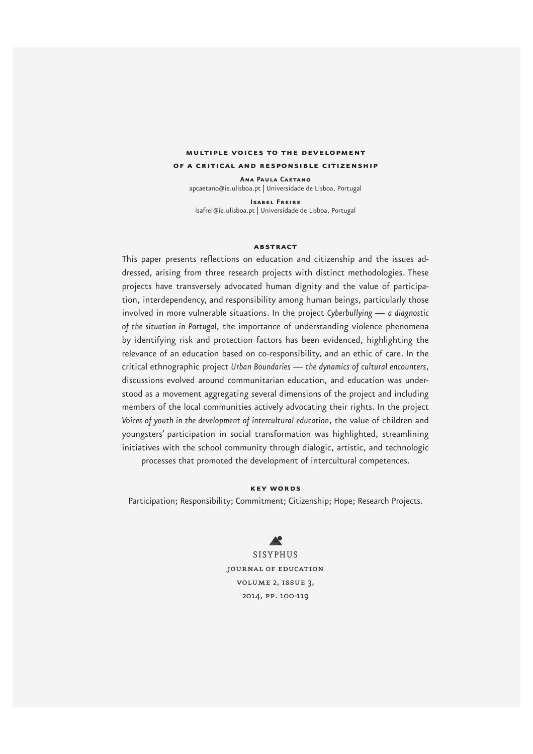# MULTIPLE VOICES TO THE DEVELOPMENT OF A CRITICAL AND RESPONSIBLE CITIZENSHIP

**Ana Paula Caetano**
apcaetano@ie.ulisboa.pt | Universidade de Lisboa, Portugal

**Isabel Freire**
isafrei@ie.ulisboa.pt | Universidade de Lisboa, Portugal

## ABSTRACT

This paper presents reflections on education and citizenship and the issues addressed, arising from three research projects with distinct methodologies. These projects have transversely advocated human dignity and the value of participation, interdependency, and responsibility among human beings, particularly those involved in more vulnerable situations. In the project *Cyberbullying — a diagnostic of the situation in Portugal*, the importance of understanding violence phenomena by identifying risk and protection factors has been evidenced, highlighting the relevance of an education based on co-responsibility, and an ethic of care. In the critical ethnographic project *Urban Boundaries — the dynamics of cultural encounters*, discussions evolved around communitarian education, and education was understood as a movement aggregating several dimensions of the project and including members of the local communities actively advocating their rights. In the project *Voices of youth in the development of intercultural education*, the value of children and youngsters' participation in social transformation was highlighted, streamlining initiatives with the school community through dialogic, artistic, and technologic processes that promoted the development of intercultural competences.

## KEY WORDS

Participation; Responsibility; Commitment; Citizenship; Hope; Research Projects.

SISYPHUS
JOURNAL OF EDUCATION
VOLUME 2, ISSUE 3,
2014, PP. 100-119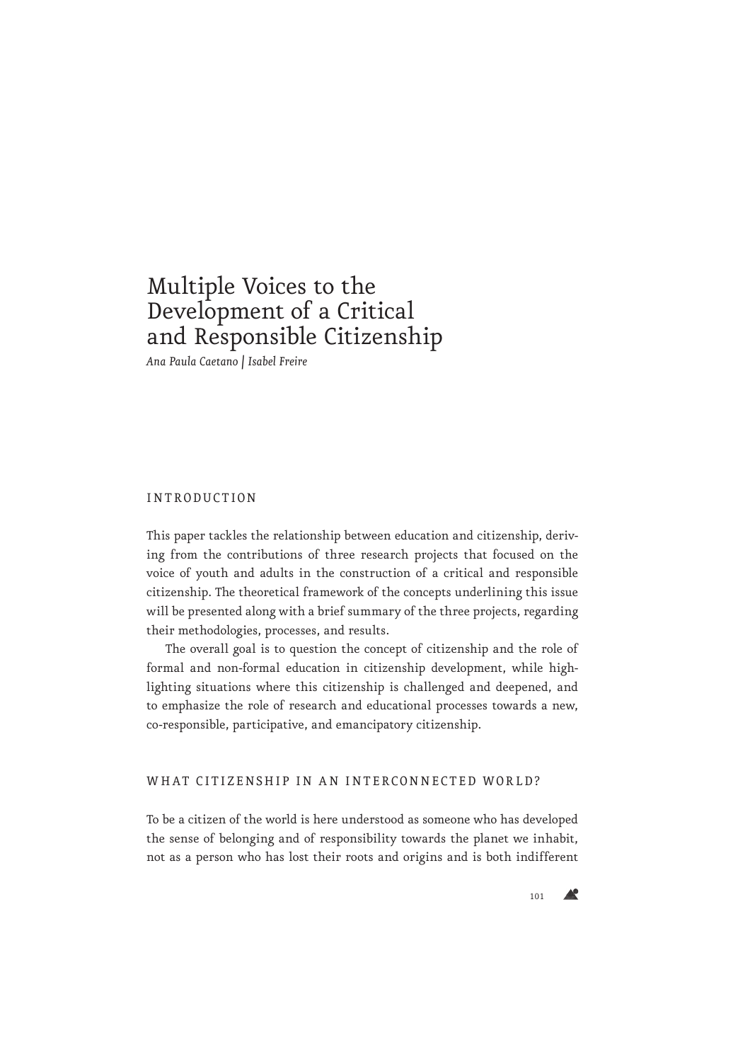# Multiple Voices to the Development of a Critical and Responsible Citizenship

*Ana Paula Caetano | Isabel Freire*

## INTRODUCTION

This paper tackles the relationship between education and citizenship, deriving from the contributions of three research projects that focused on the voice of youth and adults in the construction of a critical and responsible citizenship. The theoretical framework of the concepts underlining this issue will be presented along with a brief summary of the three projects, regarding their methodologies, processes, and results.

The overall goal is to question the concept of citizenship and the role of formal and non-formal education in citizenship development, while highlighting situations where this citizenship is challenged and deepened, and to emphasize the role of research and educational processes towards a new, co-responsible, participative, and emancipatory citizenship.

## WHAT CITIZENSHIP IN AN INTERCONNECTED WORLD?

To be a citizen of the world is here understood as someone who has developed the sense of belonging and of responsibility towards the planet we inhabit, not as a person who has lost their roots and origins and is both indifferent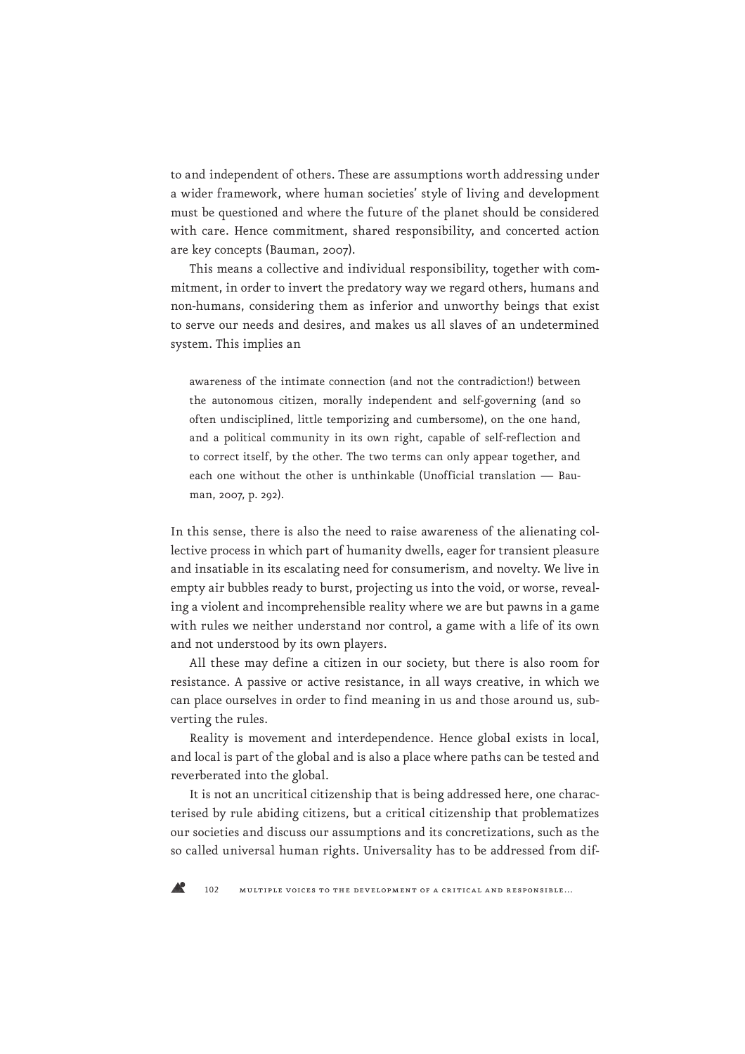to and independent of others. These are assumptions worth addressing under a wider framework, where human societies' style of living and development must be questioned and where the future of the planet should be considered with care. Hence commitment, shared responsibility, and concerted action are key concepts (Bauman, 2007).

This means a collective and individual responsibility, together with commitment, in order to invert the predatory way we regard others, humans and non-humans, considering them as inferior and unworthy beings that exist to serve our needs and desires, and makes us all slaves of an undetermined system. This implies an

> awareness of the intimate connection (and not the contradiction!) between the autonomous citizen, morally independent and self-governing (and so often undisciplined, little temporizing and cumbersome), on the one hand, and a political community in its own right, capable of self-reflection and to correct itself, by the other. The two terms can only appear together, and each one without the other is unthinkable (Unofficial translation — Bauman, 2007, p. 292).

In this sense, there is also the need to raise awareness of the alienating collective process in which part of humanity dwells, eager for transient pleasure and insatiable in its escalating need for consumerism, and novelty. We live in empty air bubbles ready to burst, projecting us into the void, or worse, revealing a violent and incomprehensible reality where we are but pawns in a game with rules we neither understand nor control, a game with a life of its own and not understood by its own players.

All these may define a citizen in our society, but there is also room for resistance. A passive or active resistance, in all ways creative, in which we can place ourselves in order to find meaning in us and those around us, subverting the rules.

Reality is movement and interdependence. Hence global exists in local, and local is part of the global and is also a place where paths can be tested and reverberated into the global.

It is not an uncritical citizenship that is being addressed here, one characterised by rule abiding citizens, but a critical citizenship that problematizes our societies and discuss our assumptions and its concretizations, such as the so called universal human rights. Universality has to be addressed from dif-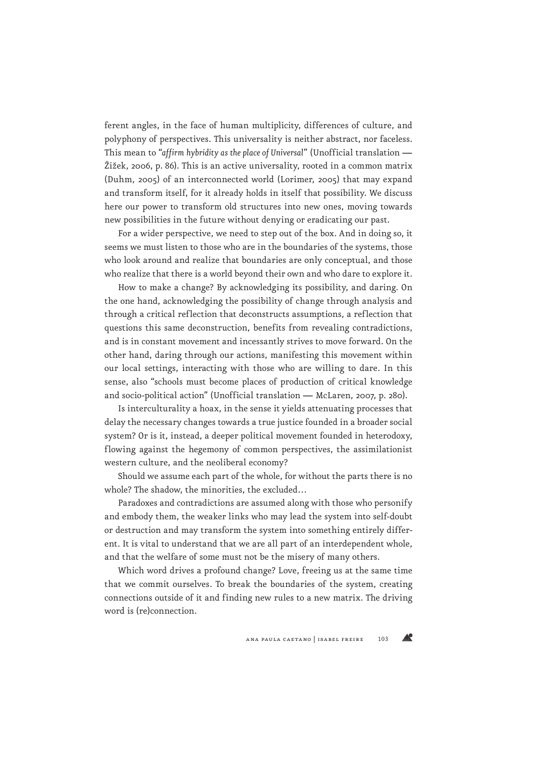ferent angles, in the face of human multiplicity, differences of culture, and polyphony of perspectives. This universality is neither abstract, nor faceless. This mean to "*affirm hybridity as the place of Universal*" (Unofficial translation — Žižek, 2006, p. 86). This is an active universality, rooted in a common matrix (Duhm, 2005) of an interconnected world (Lorimer, 2005) that may expand and transform itself, for it already holds in itself that possibility. We discuss here our power to transform old structures into new ones, moving towards new possibilities in the future without denying or eradicating our past.

For a wider perspective, we need to step out of the box. And in doing so, it seems we must listen to those who are in the boundaries of the systems, those who look around and realize that boundaries are only conceptual, and those who realize that there is a world beyond their own and who dare to explore it.

How to make a change? By acknowledging its possibility, and daring. On the one hand, acknowledging the possibility of change through analysis and through a critical reflection that deconstructs assumptions, a reflection that questions this same deconstruction, benefits from revealing contradictions, and is in constant movement and incessantly strives to move forward. On the other hand, daring through our actions, manifesting this movement within our local settings, interacting with those who are willing to dare. In this sense, also "schools must become places of production of critical knowledge and socio-political action" (Unofficial translation — McLaren, 2007, p. 280).

Is interculturality a hoax, in the sense it yields attenuating processes that delay the necessary changes towards a true justice founded in a broader social system? Or is it, instead, a deeper political movement founded in heterodoxy, flowing against the hegemony of common perspectives, the assimilationist western culture, and the neoliberal economy?

Should we assume each part of the whole, for without the parts there is no whole? The shadow, the minorities, the excluded…

Paradoxes and contradictions are assumed along with those who personify and embody them, the weaker links who may lead the system into self-doubt or destruction and may transform the system into something entirely different. It is vital to understand that we are all part of an interdependent whole, and that the welfare of some must not be the misery of many others.

Which word drives a profound change? Love, freeing us at the same time that we commit ourselves. To break the boundaries of the system, creating connections outside of it and finding new rules to a new matrix. The driving word is (re)connection.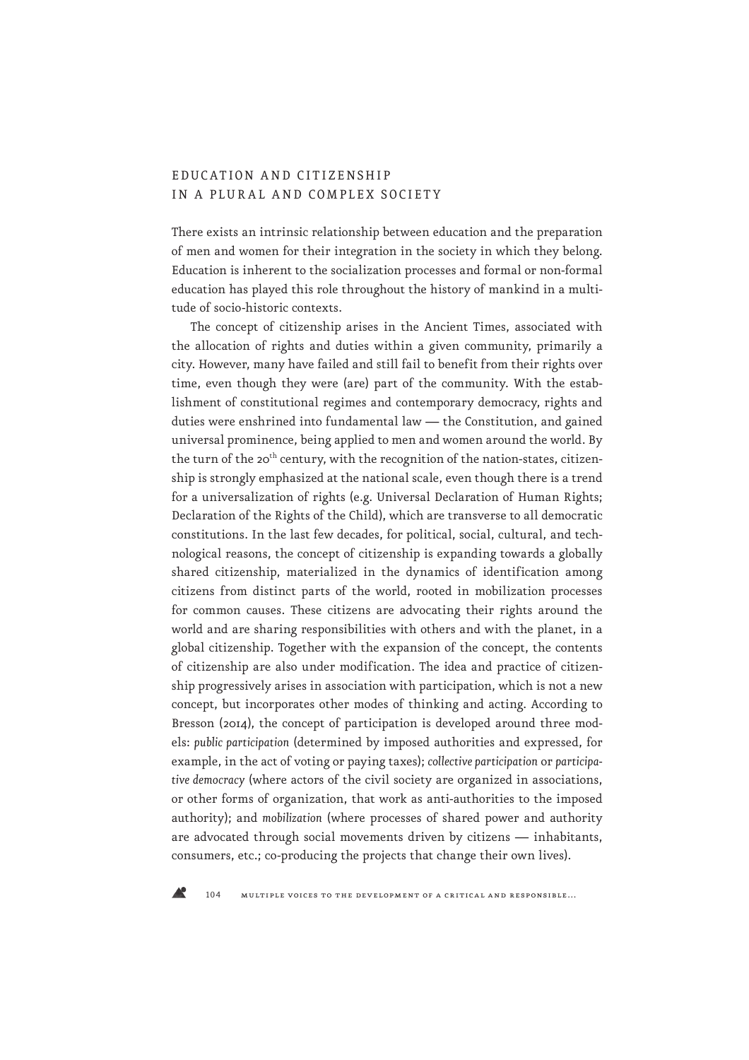## EDUCATION AND CITIZENSHIP IN A PLURAL AND COMPLEX SOCIETY

There exists an intrinsic relationship between education and the preparation of men and women for their integration in the society in which they belong. Education is inherent to the socialization processes and formal or non-formal education has played this role throughout the history of mankind in a multitude of socio-historic contexts.

The concept of citizenship arises in the Ancient Times, associated with the allocation of rights and duties within a given community, primarily a city. However, many have failed and still fail to benefit from their rights over time, even though they were (are) part of the community. With the establishment of constitutional regimes and contemporary democracy, rights and duties were enshrined into fundamental law — the Constitution, and gained universal prominence, being applied to men and women around the world. By the turn of the 20th century, with the recognition of the nation-states, citizenship is strongly emphasized at the national scale, even though there is a trend for a universalization of rights (e.g. Universal Declaration of Human Rights; Declaration of the Rights of the Child), which are transverse to all democratic constitutions. In the last few decades, for political, social, cultural, and technological reasons, the concept of citizenship is expanding towards a globally shared citizenship, materialized in the dynamics of identification among citizens from distinct parts of the world, rooted in mobilization processes for common causes. These citizens are advocating their rights around the world and are sharing responsibilities with others and with the planet, in a global citizenship. Together with the expansion of the concept, the contents of citizenship are also under modification. The idea and practice of citizenship progressively arises in association with participation, which is not a new concept, but incorporates other modes of thinking and acting. According to Bresson (2014), the concept of participation is developed around three models: *public participation* (determined by imposed authorities and expressed, for example, in the act of voting or paying taxes); *collective participation* or *participative democracy* (where actors of the civil society are organized in associations, or other forms of organization, that work as anti-authorities to the imposed authority); and *mobilization* (where processes of shared power and authority are advocated through social movements driven by citizens — inhabitants, consumers, etc.; co-producing the projects that change their own lives).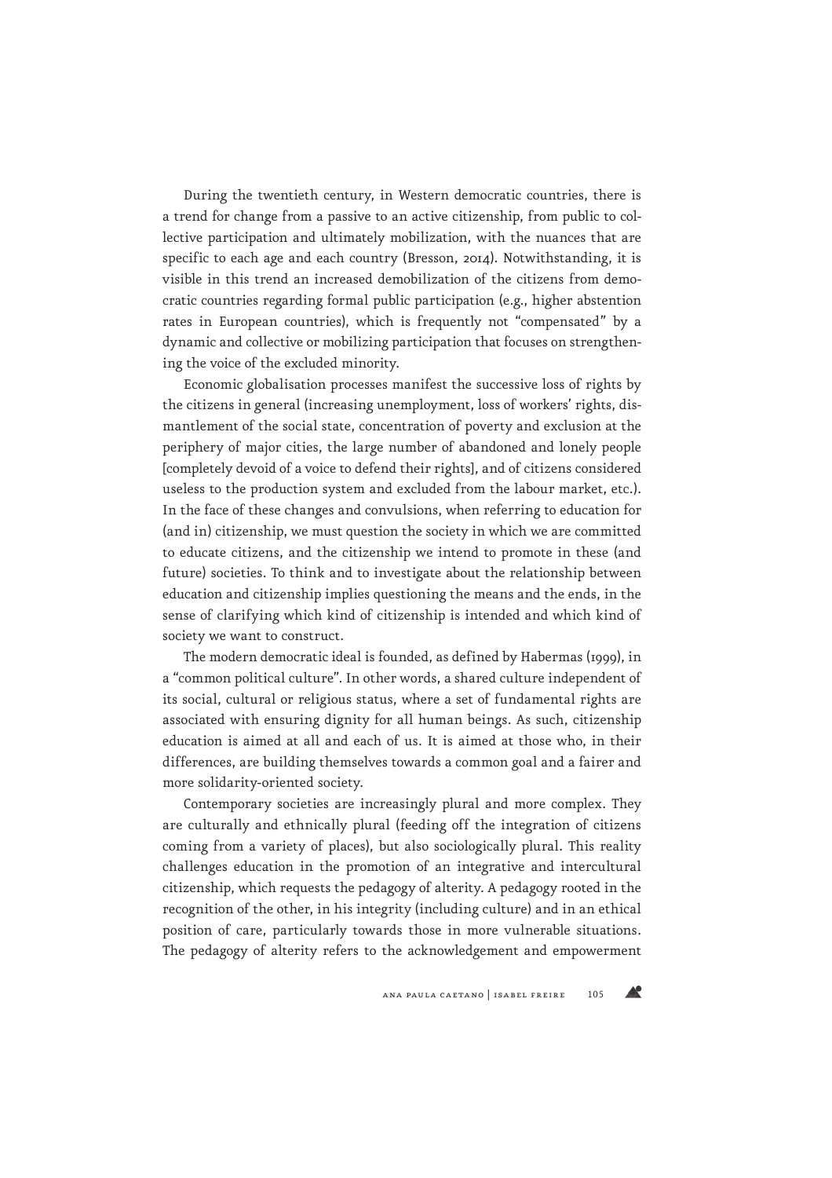During the twentieth century, in Western democratic countries, there is a trend for change from a passive to an active citizenship, from public to collective participation and ultimately mobilization, with the nuances that are specific to each age and each country (Bresson, 2014). Notwithstanding, it is visible in this trend an increased demobilization of the citizens from democratic countries regarding formal public participation (e.g., higher abstention rates in European countries), which is frequently not "compensated" by a dynamic and collective or mobilizing participation that focuses on strengthening the voice of the excluded minority.

Economic globalisation processes manifest the successive loss of rights by the citizens in general (increasing unemployment, loss of workers' rights, dismantlement of the social state, concentration of poverty and exclusion at the periphery of major cities, the large number of abandoned and lonely people [completely devoid of a voice to defend their rights], and of citizens considered useless to the production system and excluded from the labour market, etc.). In the face of these changes and convulsions, when referring to education for (and in) citizenship, we must question the society in which we are committed to educate citizens, and the citizenship we intend to promote in these (and future) societies. To think and to investigate about the relationship between education and citizenship implies questioning the means and the ends, in the sense of clarifying which kind of citizenship is intended and which kind of society we want to construct.

The modern democratic ideal is founded, as defined by Habermas (1999), in a "common political culture". In other words, a shared culture independent of its social, cultural or religious status, where a set of fundamental rights are associated with ensuring dignity for all human beings. As such, citizenship education is aimed at all and each of us. It is aimed at those who, in their differences, are building themselves towards a common goal and a fairer and more solidarity-oriented society.

Contemporary societies are increasingly plural and more complex. They are culturally and ethnically plural (feeding off the integration of citizens coming from a variety of places), but also sociologically plural. This reality challenges education in the promotion of an integrative and intercultural citizenship, which requests the pedagogy of alterity. A pedagogy rooted in the recognition of the other, in his integrity (including culture) and in an ethical position of care, particularly towards those in more vulnerable situations. The pedagogy of alterity refers to the acknowledgement and empowerment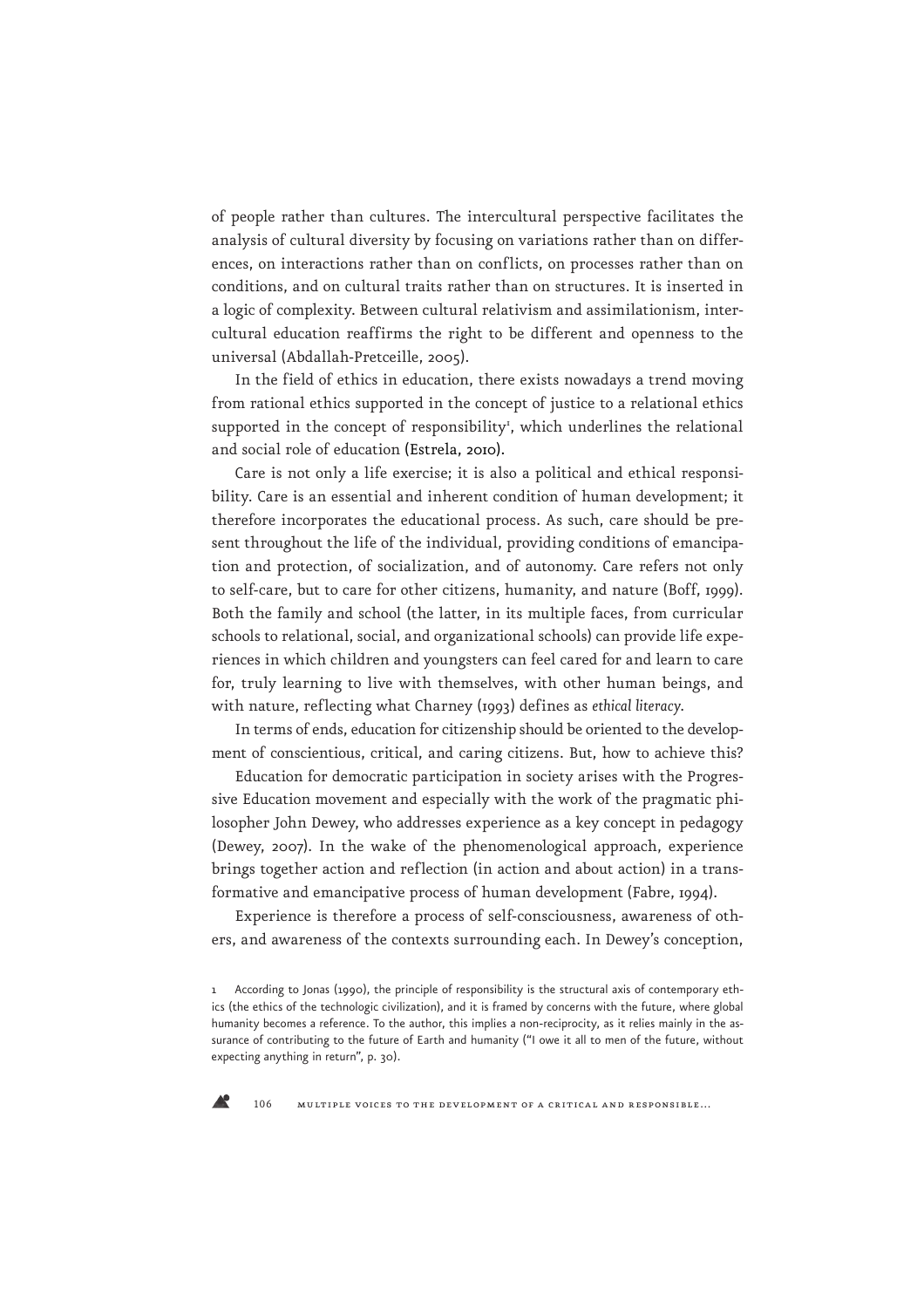of people rather than cultures. The intercultural perspective facilitates the analysis of cultural diversity by focusing on variations rather than on differences, on interactions rather than on conflicts, on processes rather than on conditions, and on cultural traits rather than on structures. It is inserted in a logic of complexity. Between cultural relativism and assimilationism, intercultural education reaffirms the right to be different and openness to the universal (Abdallah-Pretceille, 2005).

In the field of ethics in education, there exists nowadays a trend moving from rational ethics supported in the concept of justice to a relational ethics supported in the concept of responsibility[1], which underlines the relational and social role of education (Estrela, 2010).

Care is not only a life exercise; it is also a political and ethical responsibility. Care is an essential and inherent condition of human development; it therefore incorporates the educational process. As such, care should be present throughout the life of the individual, providing conditions of emancipation and protection, of socialization, and of autonomy. Care refers not only to self-care, but to care for other citizens, humanity, and nature (Boff, 1999). Both the family and school (the latter, in its multiple faces, from curricular schools to relational, social, and organizational schools) can provide life experiences in which children and youngsters can feel cared for and learn to care for, truly learning to live with themselves, with other human beings, and with nature, reflecting what Charney (1993) defines as *ethical literacy*.

In terms of ends, education for citizenship should be oriented to the development of conscientious, critical, and caring citizens. But, how to achieve this?

Education for democratic participation in society arises with the Progressive Education movement and especially with the work of the pragmatic philosopher John Dewey, who addresses experience as a key concept in pedagogy (Dewey, 2007). In the wake of the phenomenological approach, experience brings together action and reflection (in action and about action) in a transformative and emancipative process of human development (Fabre, 1994).

Experience is therefore a process of self-consciousness, awareness of others, and awareness of the contexts surrounding each. In Dewey's conception,

1 According to Jonas (1990), the principle of responsibility is the structural axis of contemporary ethics (the ethics of the technologic civilization), and it is framed by concerns with the future, where global humanity becomes a reference. To the author, this implies a non-reciprocity, as it relies mainly in the assurance of contributing to the future of Earth and humanity ("I owe it all to men of the future, without expecting anything in return", p. 30).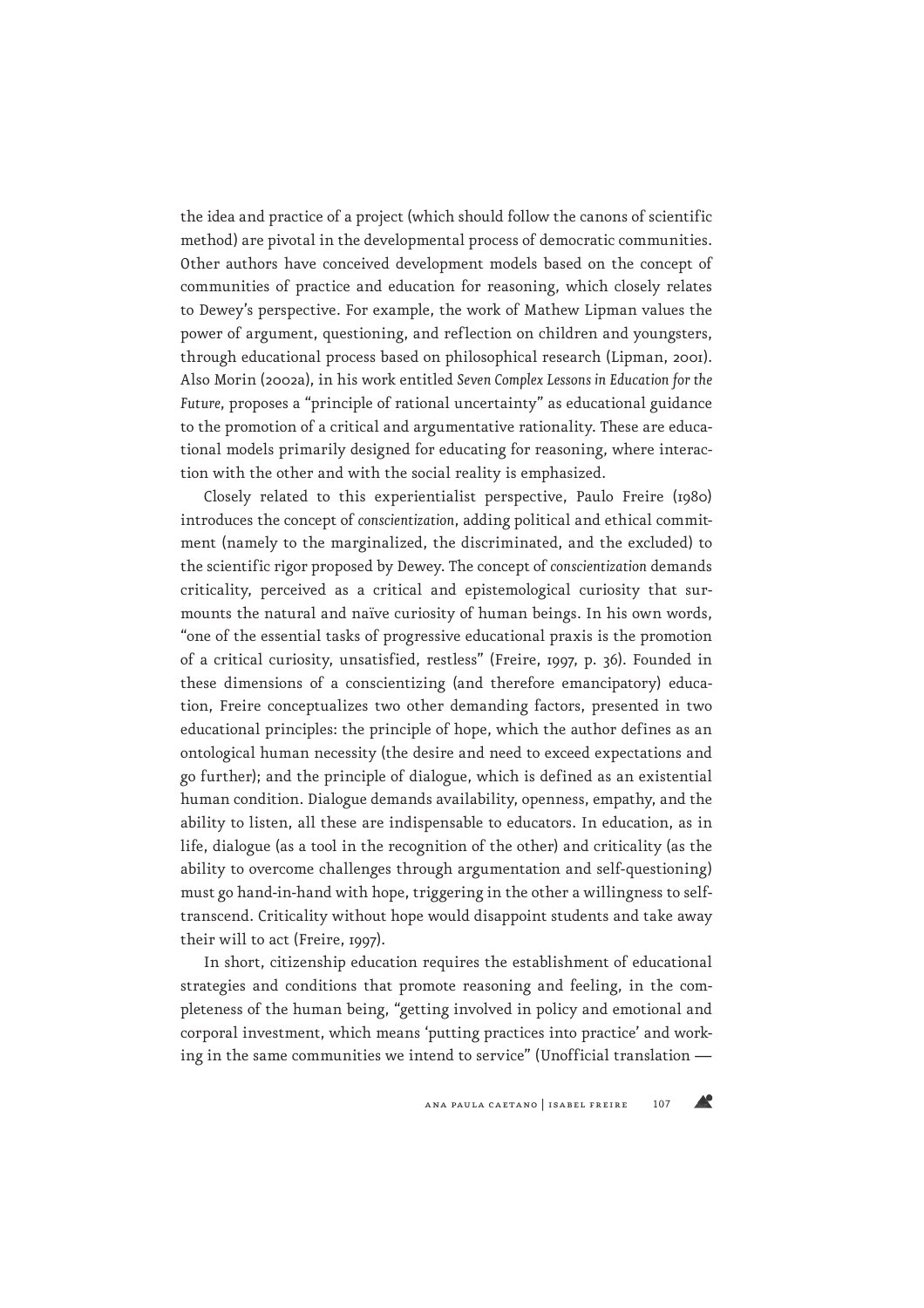the idea and practice of a project (which should follow the canons of scientific method) are pivotal in the developmental process of democratic communities. Other authors have conceived development models based on the concept of communities of practice and education for reasoning, which closely relates to Dewey's perspective. For example, the work of Mathew Lipman values the power of argument, questioning, and reflection on children and youngsters, through educational process based on philosophical research (Lipman, 2001). Also Morin (2002a), in his work entitled *Seven Complex Lessons in Education for the Future*, proposes a "principle of rational uncertainty" as educational guidance to the promotion of a critical and argumentative rationality. These are educational models primarily designed for educating for reasoning, where interaction with the other and with the social reality is emphasized.

Closely related to this experientialist perspective, Paulo Freire (1980) introduces the concept of *conscientization*, adding political and ethical commitment (namely to the marginalized, the discriminated, and the excluded) to the scientific rigor proposed by Dewey. The concept of *conscientization* demands criticality, perceived as a critical and epistemological curiosity that surmounts the natural and naïve curiosity of human beings. In his own words, "one of the essential tasks of progressive educational praxis is the promotion of a critical curiosity, unsatisfied, restless" (Freire, 1997, p. 36). Founded in these dimensions of a conscientizing (and therefore emancipatory) education, Freire conceptualizes two other demanding factors, presented in two educational principles: the principle of hope, which the author defines as an ontological human necessity (the desire and need to exceed expectations and go further); and the principle of dialogue, which is defined as an existential human condition. Dialogue demands availability, openness, empathy, and the ability to listen, all these are indispensable to educators. In education, as in life, dialogue (as a tool in the recognition of the other) and criticality (as the ability to overcome challenges through argumentation and self-questioning) must go hand-in-hand with hope, triggering in the other a willingness to self-transcend. Criticality without hope would disappoint students and take away their will to act (Freire, 1997).

In short, citizenship education requires the establishment of educational strategies and conditions that promote reasoning and feeling, in the completeness of the human being, "getting involved in policy and emotional and corporal investment, which means 'putting practices into practice' and working in the same communities we intend to service" (Unofficial translation —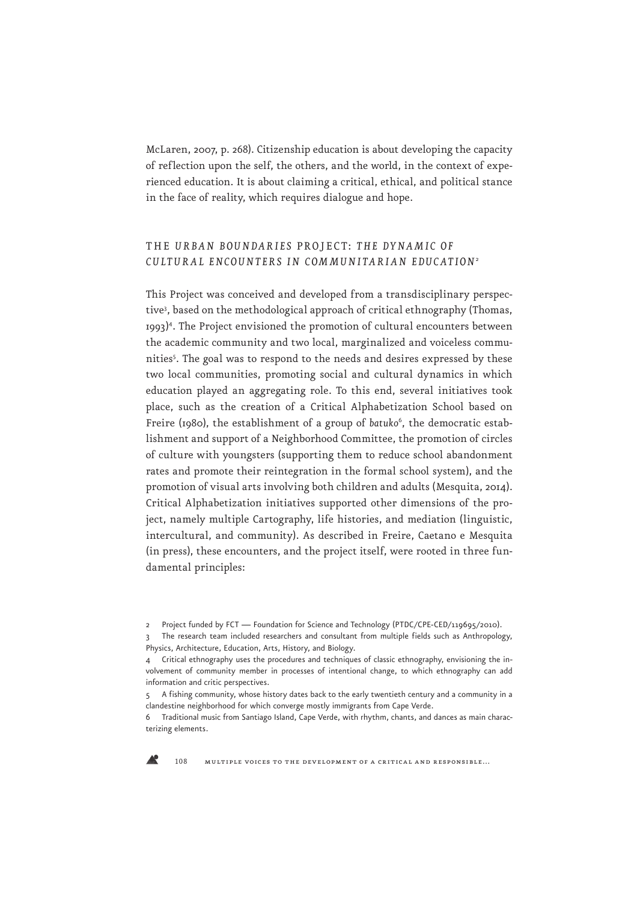McLaren, 2007, p. 268). Citizenship education is about developing the capacity of reflection upon the self, the others, and the world, in the context of experienced education. It is about claiming a critical, ethical, and political stance in the face of reality, which requires dialogue and hope.

## THE *URBAN BOUNDARIES* PROJECT: *THE DYNAMIC OF CULTURAL ENCOUNTERS IN COMMUNITARIAN EDUCATION*[2]

This Project was conceived and developed from a transdisciplinary perspective[3], based on the methodological approach of critical ethnography (Thomas, 1993)[4]. The Project envisioned the promotion of cultural encounters between the academic community and two local, marginalized and voiceless communities[5]. The goal was to respond to the needs and desires expressed by these two local communities, promoting social and cultural dynamics in which education played an aggregating role. To this end, several initiatives took place, such as the creation of a Critical Alphabetization School based on Freire (1980), the establishment of a group of *batuko*[6], the democratic establishment and support of a Neighborhood Committee, the promotion of circles of culture with youngsters (supporting them to reduce school abandonment rates and promote their reintegration in the formal school system), and the promotion of visual arts involving both children and adults (Mesquita, 2014). Critical Alphabetization initiatives supported other dimensions of the project, namely multiple Cartography, life histories, and mediation (linguistic, intercultural, and community). As described in Freire, Caetano e Mesquita (in press), these encounters, and the project itself, were rooted in three fundamental principles:

---

2 Project funded by FCT — Foundation for Science and Technology (PTDC/CPE-CED/119695/2010).

3 The research team included researchers and consultant from multiple fields such as Anthropology, Physics, Architecture, Education, Arts, History, and Biology.

4 Critical ethnography uses the procedures and techniques of classic ethnography, envisioning the involvement of community member in processes of intentional change, to which ethnography can add information and critic perspectives.

5 A fishing community, whose history dates back to the early twentieth century and a community in a clandestine neighborhood for which converge mostly immigrants from Cape Verde.

6 Traditional music from Santiago Island, Cape Verde, with rhythm, chants, and dances as main characterizing elements.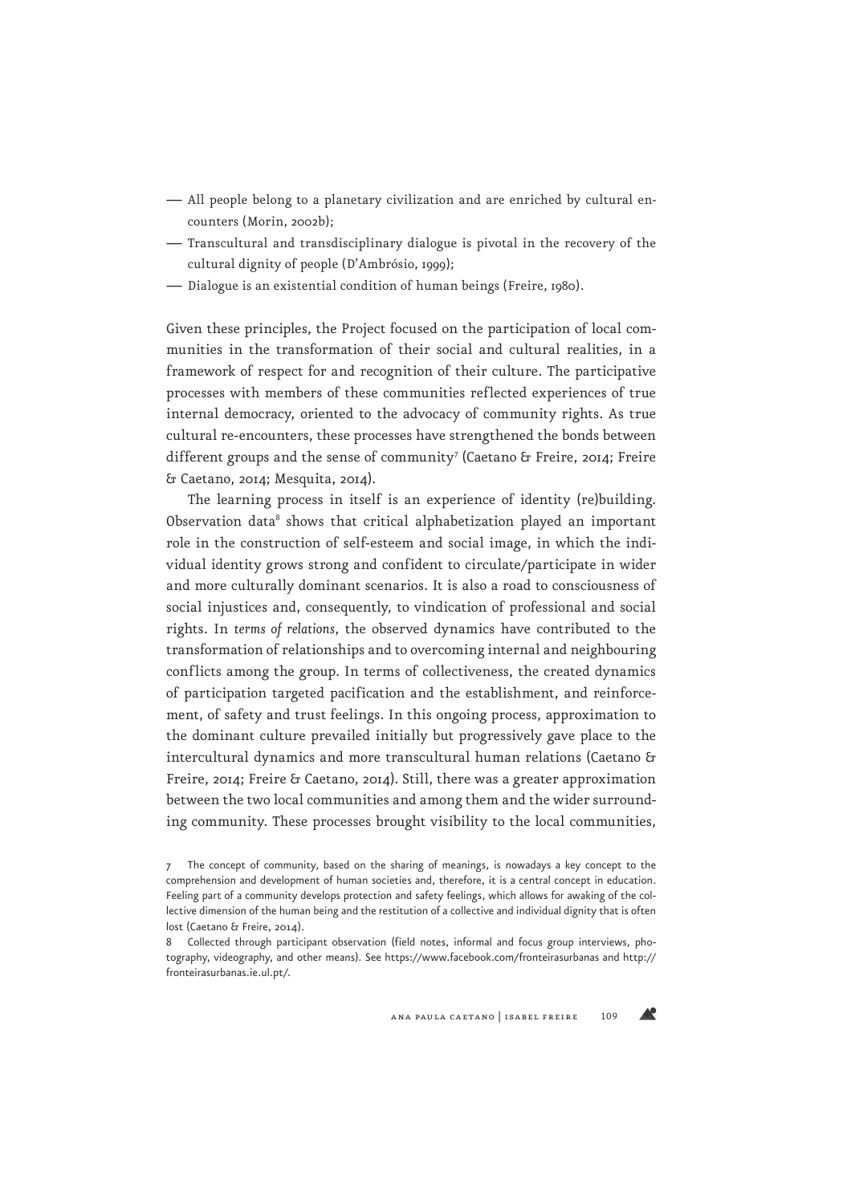- All people belong to a planetary civilization and are enriched by cultural encounters (Morin, 2002b);
- Transcultural and transdisciplinary dialogue is pivotal in the recovery of the cultural dignity of people (D'Ambrósio, 1999);
- Dialogue is an existential condition of human beings (Freire, 1980).

Given these principles, the Project focused on the participation of local communities in the transformation of their social and cultural realities, in a framework of respect for and recognition of their culture. The participative processes with members of these communities reflected experiences of true internal democracy, oriented to the advocacy of community rights. As true cultural re-encounters, these processes have strengthened the bonds between different groups and the sense of community[7] (Caetano & Freire, 2014; Freire & Caetano, 2014; Mesquita, 2014).

The learning process in itself is an experience of identity (re)building. Observation data[8] shows that critical alphabetization played an important role in the construction of self-esteem and social image, in which the individual identity grows strong and confident to circulate/participate in wider and more culturally dominant scenarios. It is also a road to consciousness of social injustices and, consequently, to vindication of professional and social rights. In *terms of relations*, the observed dynamics have contributed to the transformation of relationships and to overcoming internal and neighbouring conflicts among the group. In terms of collectiveness, the created dynamics of participation targeted pacification and the establishment, and reinforcement, of safety and trust feelings. In this ongoing process, approximation to the dominant culture prevailed initially but progressively gave place to the intercultural dynamics and more transcultural human relations (Caetano & Freire, 2014; Freire & Caetano, 2014). Still, there was a greater approximation between the two local communities and among them and the wider surrounding community. These processes brought visibility to the local communities,

7 The concept of community, based on the sharing of meanings, is nowadays a key concept to the comprehension and development of human societies and, therefore, it is a central concept in education. Feeling part of a community develops protection and safety feelings, which allows for awaking of the collective dimension of the human being and the restitution of a collective and individual dignity that is often lost (Caetano & Freire, 2014).

8 Collected through participant observation (field notes, informal and focus group interviews, photography, videography, and other means). See https://www.facebook.com/fronteirasurbanas and http://fronteirasurbanas.ie.ul.pt/.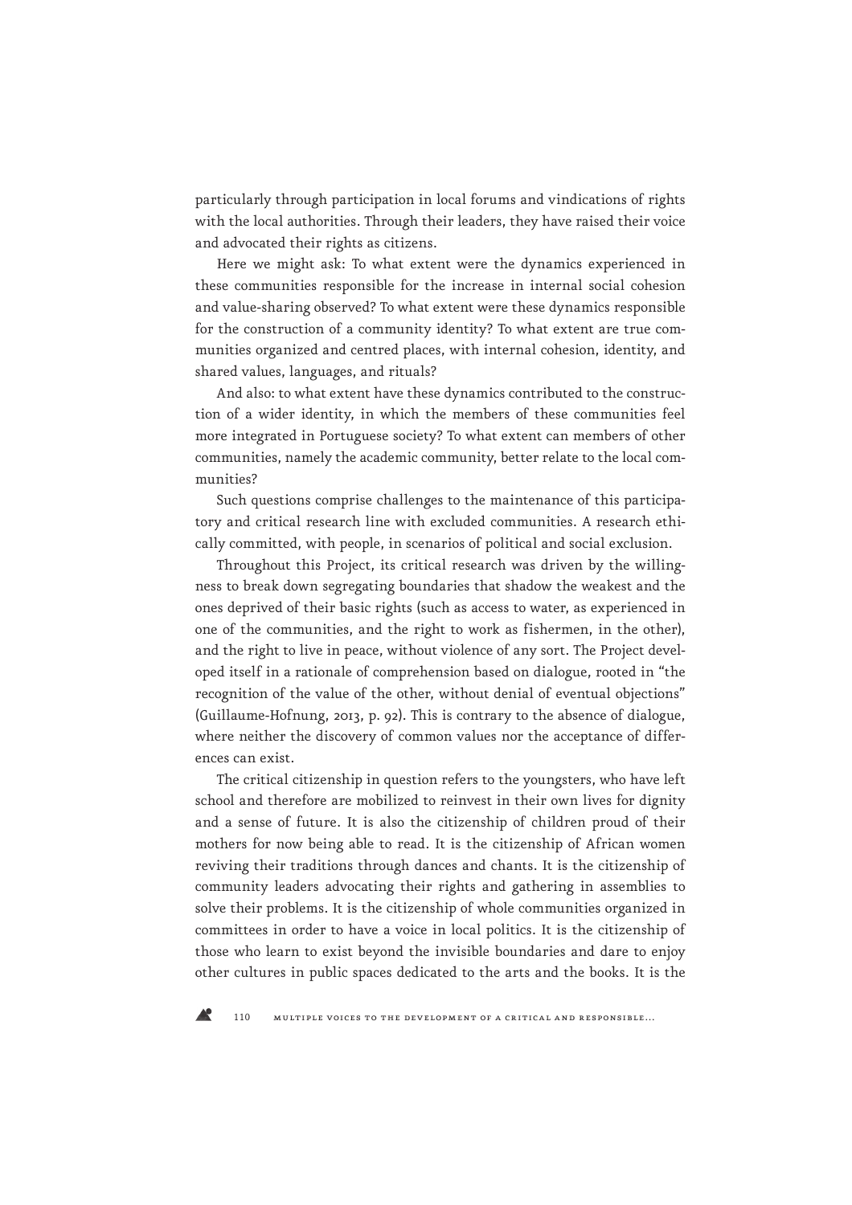particularly through participation in local forums and vindications of rights with the local authorities. Through their leaders, they have raised their voice and advocated their rights as citizens.

Here we might ask: To what extent were the dynamics experienced in these communities responsible for the increase in internal social cohesion and value-sharing observed? To what extent were these dynamics responsible for the construction of a community identity? To what extent are true communities organized and centred places, with internal cohesion, identity, and shared values, languages, and rituals?

And also: to what extent have these dynamics contributed to the construction of a wider identity, in which the members of these communities feel more integrated in Portuguese society? To what extent can members of other communities, namely the academic community, better relate to the local communities?

Such questions comprise challenges to the maintenance of this participatory and critical research line with excluded communities. A research ethically committed, with people, in scenarios of political and social exclusion.

Throughout this Project, its critical research was driven by the willingness to break down segregating boundaries that shadow the weakest and the ones deprived of their basic rights (such as access to water, as experienced in one of the communities, and the right to work as fishermen, in the other), and the right to live in peace, without violence of any sort. The Project developed itself in a rationale of comprehension based on dialogue, rooted in "the recognition of the value of the other, without denial of eventual objections" (Guillaume-Hofnung, 2013, p. 92). This is contrary to the absence of dialogue, where neither the discovery of common values nor the acceptance of differences can exist.

The critical citizenship in question refers to the youngsters, who have left school and therefore are mobilized to reinvest in their own lives for dignity and a sense of future. It is also the citizenship of children proud of their mothers for now being able to read. It is the citizenship of African women reviving their traditions through dances and chants. It is the citizenship of community leaders advocating their rights and gathering in assemblies to solve their problems. It is the citizenship of whole communities organized in committees in order to have a voice in local politics. It is the citizenship of those who learn to exist beyond the invisible boundaries and dare to enjoy other cultures in public spaces dedicated to the arts and the books. It is the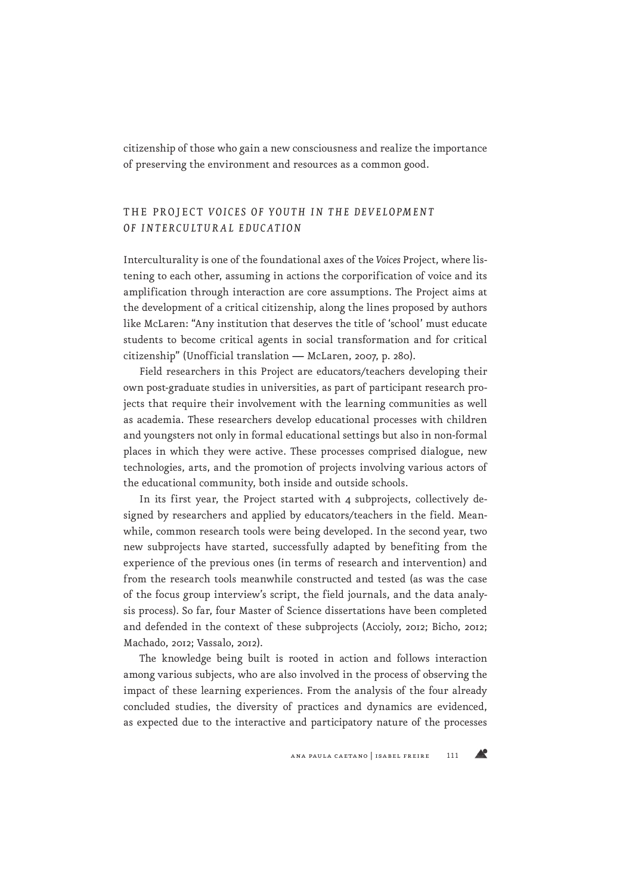citizenship of those who gain a new consciousness and realize the importance of preserving the environment and resources as a common good.

## THE PROJECT *VOICES OF YOUTH IN THE DEVELOPMENT OF INTERCULTURAL EDUCATION*

Interculturality is one of the foundational axes of the *Voices* Project, where listening to each other, assuming in actions the corporification of voice and its amplification through interaction are core assumptions. The Project aims at the development of a critical citizenship, along the lines proposed by authors like McLaren: "Any institution that deserves the title of 'school' must educate students to become critical agents in social transformation and for critical citizenship" (Unofficial translation — McLaren, 2007, p. 280).

Field researchers in this Project are educators/teachers developing their own post-graduate studies in universities, as part of participant research projects that require their involvement with the learning communities as well as academia. These researchers develop educational processes with children and youngsters not only in formal educational settings but also in non-formal places in which they were active. These processes comprised dialogue, new technologies, arts, and the promotion of projects involving various actors of the educational community, both inside and outside schools.

In its first year, the Project started with 4 subprojects, collectively designed by researchers and applied by educators/teachers in the field. Meanwhile, common research tools were being developed. In the second year, two new subprojects have started, successfully adapted by benefiting from the experience of the previous ones (in terms of research and intervention) and from the research tools meanwhile constructed and tested (as was the case of the focus group interview's script, the field journals, and the data analysis process). So far, four Master of Science dissertations have been completed and defended in the context of these subprojects (Accioly, 2012; Bicho, 2012; Machado, 2012; Vassalo, 2012).

The knowledge being built is rooted in action and follows interaction among various subjects, who are also involved in the process of observing the impact of these learning experiences. From the analysis of the four already concluded studies, the diversity of practices and dynamics are evidenced, as expected due to the interactive and participatory nature of the processes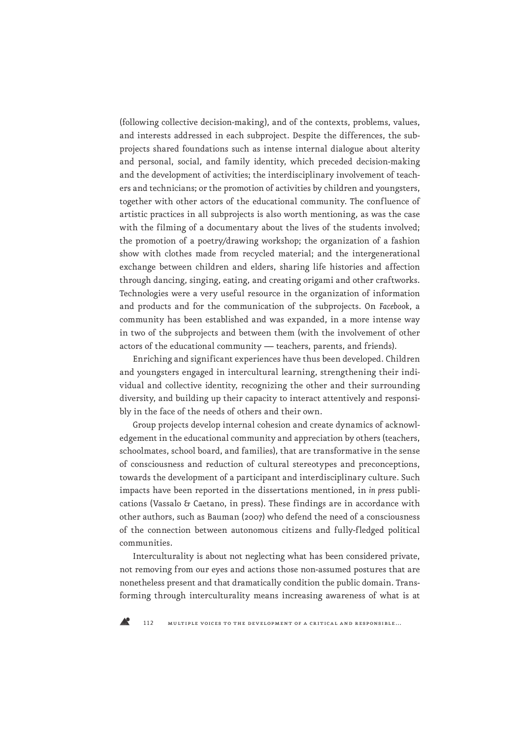(following collective decision-making), and of the contexts, problems, values, and interests addressed in each subproject. Despite the differences, the subprojects shared foundations such as intense internal dialogue about alterity and personal, social, and family identity, which preceded decision-making and the development of activities; the interdisciplinary involvement of teachers and technicians; or the promotion of activities by children and youngsters, together with other actors of the educational community. The confluence of artistic practices in all subprojects is also worth mentioning, as was the case with the filming of a documentary about the lives of the students involved; the promotion of a poetry/drawing workshop; the organization of a fashion show with clothes made from recycled material; and the intergenerational exchange between children and elders, sharing life histories and affection through dancing, singing, eating, and creating origami and other craftworks. Technologies were a very useful resource in the organization of information and products and for the communication of the subprojects. On *Facebook*, a community has been established and was expanded, in a more intense way in two of the subprojects and between them (with the involvement of other actors of the educational community — teachers, parents, and friends).

Enriching and significant experiences have thus been developed. Children and youngsters engaged in intercultural learning, strengthening their individual and collective identity, recognizing the other and their surrounding diversity, and building up their capacity to interact attentively and responsibly in the face of the needs of others and their own.

Group projects develop internal cohesion and create dynamics of acknowledgement in the educational community and appreciation by others (teachers, schoolmates, school board, and families), that are transformative in the sense of consciousness and reduction of cultural stereotypes and preconceptions, towards the development of a participant and interdisciplinary culture. Such impacts have been reported in the dissertations mentioned, in *in press* publications (Vassalo & Caetano, in press). These findings are in accordance with other authors, such as Bauman (2007) who defend the need of a consciousness of the connection between autonomous citizens and fully-fledged political communities.

Interculturality is about not neglecting what has been considered private, not removing from our eyes and actions those non-assumed postures that are nonetheless present and that dramatically condition the public domain. Transforming through interculturality means increasing awareness of what is at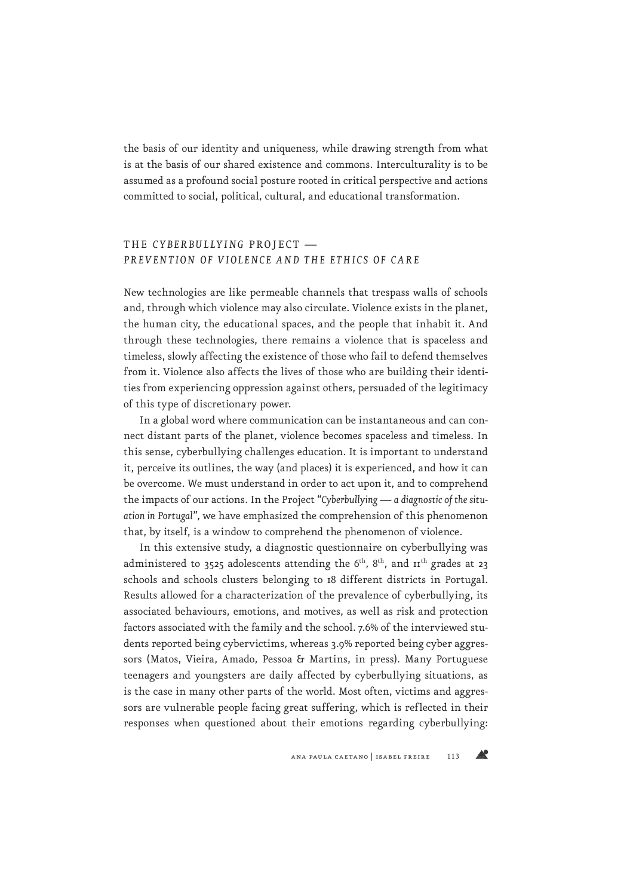the basis of our identity and uniqueness, while drawing strength from what is at the basis of our shared existence and commons. Interculturality is to be assumed as a profound social posture rooted in critical perspective and actions committed to social, political, cultural, and educational transformation.

## THE *CYBERBULLYING* PROJECT — *PREVENTION OF VIOLENCE AND THE ETHICS OF CARE*

New technologies are like permeable channels that trespass walls of schools and, through which violence may also circulate. Violence exists in the planet, the human city, the educational spaces, and the people that inhabit it. And through these technologies, there remains a violence that is spaceless and timeless, slowly affecting the existence of those who fail to defend themselves from it. Violence also affects the lives of those who are building their identities from experiencing oppression against others, persuaded of the legitimacy of this type of discretionary power.

In a global word where communication can be instantaneous and can connect distant parts of the planet, violence becomes spaceless and timeless. In this sense, cyberbullying challenges education. It is important to understand it, perceive its outlines, the way (and places) it is experienced, and how it can be overcome. We must understand in order to act upon it, and to comprehend the impacts of our actions. In the Project "*Cyberbullying — a diagnostic of the situation in Portugal*", we have emphasized the comprehension of this phenomenon that, by itself, is a window to comprehend the phenomenon of violence.

In this extensive study, a diagnostic questionnaire on cyberbullying was administered to 3525 adolescents attending the 6$^{th}$, 8$^{th}$, and 11$^{th}$ grades at 23 schools and schools clusters belonging to 18 different districts in Portugal. Results allowed for a characterization of the prevalence of cyberbullying, its associated behaviours, emotions, and motives, as well as risk and protection factors associated with the family and the school. 7.6% of the interviewed students reported being cybervictims, whereas 3.9% reported being cyber aggressors (Matos, Vieira, Amado, Pessoa & Martins, in press). Many Portuguese teenagers and youngsters are daily affected by cyberbullying situations, as is the case in many other parts of the world. Most often, victims and aggressors are vulnerable people facing great suffering, which is reflected in their responses when questioned about their emotions regarding cyberbullying: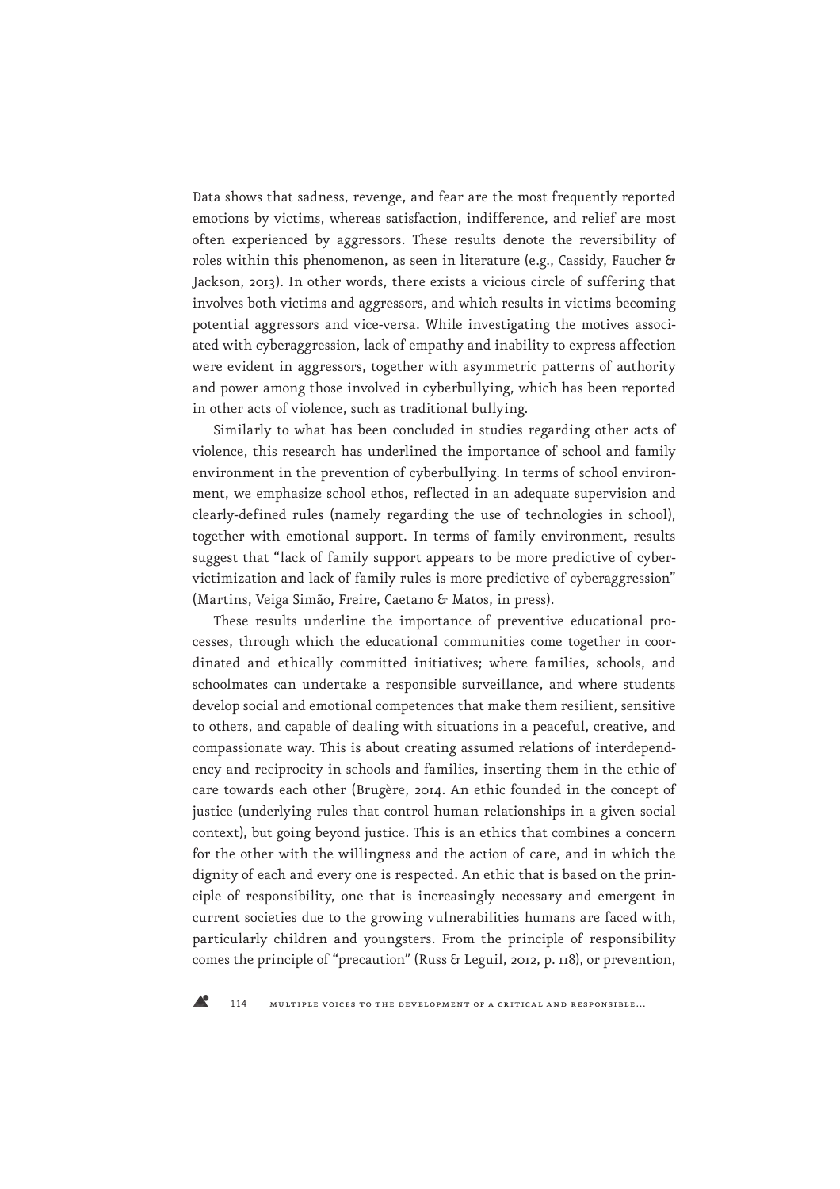Data shows that sadness, revenge, and fear are the most frequently reported emotions by victims, whereas satisfaction, indifference, and relief are most often experienced by aggressors. These results denote the reversibility of roles within this phenomenon, as seen in literature (e.g., Cassidy, Faucher & Jackson, 2013). In other words, there exists a vicious circle of suffering that involves both victims and aggressors, and which results in victims becoming potential aggressors and vice-versa. While investigating the motives associated with cyberaggression, lack of empathy and inability to express affection were evident in aggressors, together with asymmetric patterns of authority and power among those involved in cyberbullying, which has been reported in other acts of violence, such as traditional bullying.

Similarly to what has been concluded in studies regarding other acts of violence, this research has underlined the importance of school and family environment in the prevention of cyberbullying. In terms of school environment, we emphasize school ethos, reflected in an adequate supervision and clearly-defined rules (namely regarding the use of technologies in school), together with emotional support. In terms of family environment, results suggest that "lack of family support appears to be more predictive of cybervictimization and lack of family rules is more predictive of cyberaggression" (Martins, Veiga Simão, Freire, Caetano & Matos, in press).

These results underline the importance of preventive educational processes, through which the educational communities come together in coordinated and ethically committed initiatives; where families, schools, and schoolmates can undertake a responsible surveillance, and where students develop social and emotional competences that make them resilient, sensitive to others, and capable of dealing with situations in a peaceful, creative, and compassionate way. This is about creating assumed relations of interdependency and reciprocity in schools and families, inserting them in the ethic of care towards each other (Brugère, 2014. An ethic founded in the concept of justice (underlying rules that control human relationships in a given social context), but going beyond justice. This is an ethics that combines a concern for the other with the willingness and the action of care, and in which the dignity of each and every one is respected. An ethic that is based on the principle of responsibility, one that is increasingly necessary and emergent in current societies due to the growing vulnerabilities humans are faced with, particularly children and youngsters. From the principle of responsibility comes the principle of "precaution" (Russ & Leguil, 2012, p. 118), or prevention,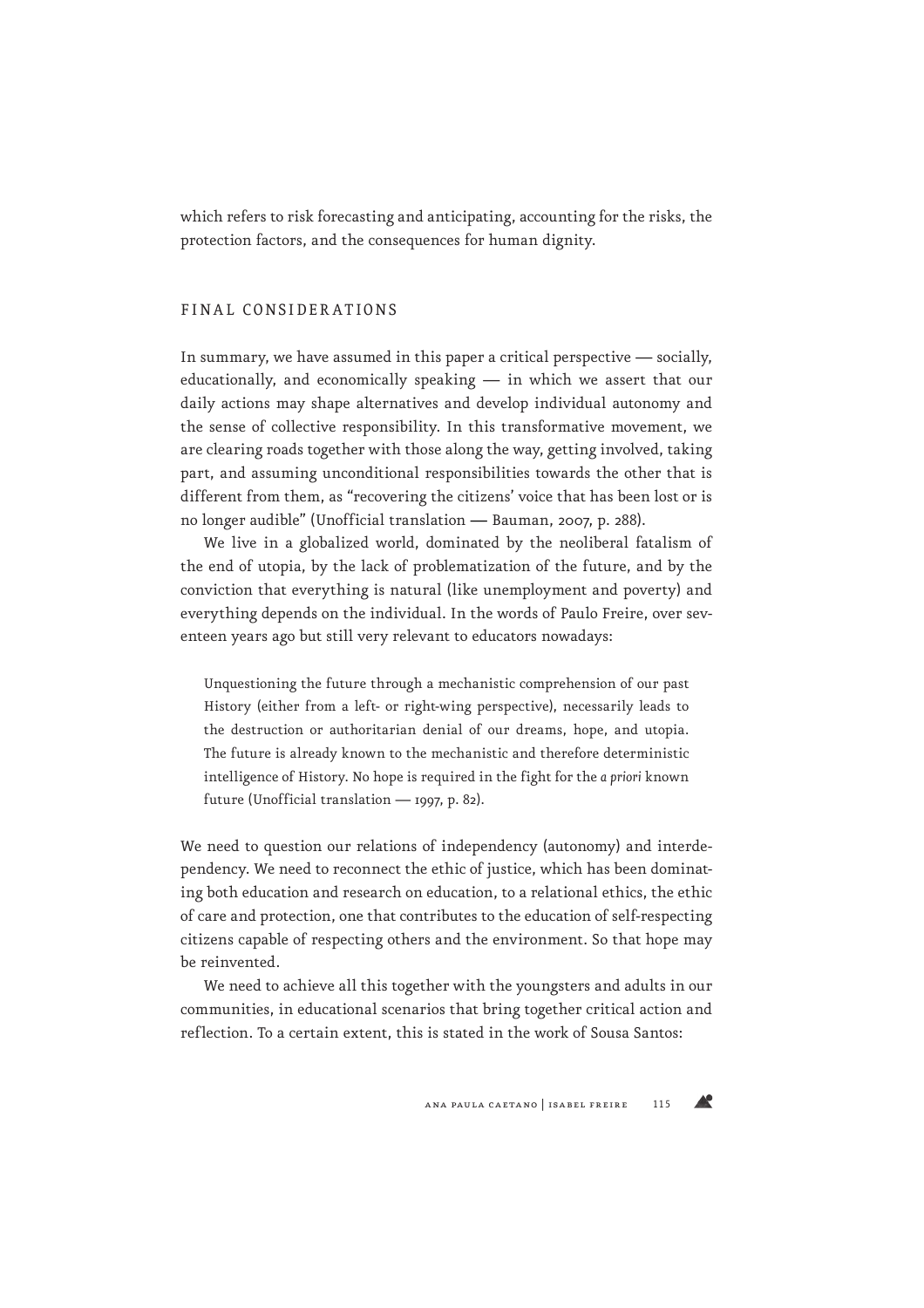which refers to risk forecasting and anticipating, accounting for the risks, the protection factors, and the consequences for human dignity.

## FINAL CONSIDERATIONS

In summary, we have assumed in this paper a critical perspective — socially, educationally, and economically speaking — in which we assert that our daily actions may shape alternatives and develop individual autonomy and the sense of collective responsibility. In this transformative movement, we are clearing roads together with those along the way, getting involved, taking part, and assuming unconditional responsibilities towards the other that is different from them, as "recovering the citizens' voice that has been lost or is no longer audible" (Unofficial translation — Bauman, 2007, p. 288).

We live in a globalized world, dominated by the neoliberal fatalism of the end of utopia, by the lack of problematization of the future, and by the conviction that everything is natural (like unemployment and poverty) and everything depends on the individual. In the words of Paulo Freire, over seventeen years ago but still very relevant to educators nowadays:

> Unquestioning the future through a mechanistic comprehension of our past History (either from a left- or right-wing perspective), necessarily leads to the destruction or authoritarian denial of our dreams, hope, and utopia. The future is already known to the mechanistic and therefore deterministic intelligence of History. No hope is required in the fight for the *a priori* known future (Unofficial translation — 1997, p. 82).

We need to question our relations of independency (autonomy) and interdependency. We need to reconnect the ethic of justice, which has been dominating both education and research on education, to a relational ethics, the ethic of care and protection, one that contributes to the education of self-respecting citizens capable of respecting others and the environment. So that hope may be reinvented.

We need to achieve all this together with the youngsters and adults in our communities, in educational scenarios that bring together critical action and reflection. To a certain extent, this is stated in the work of Sousa Santos: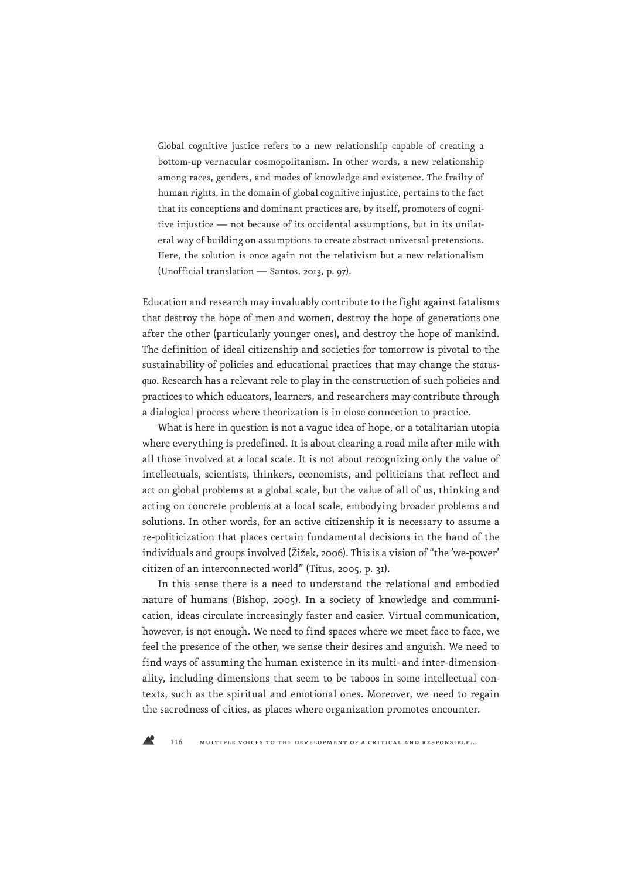> Global cognitive justice refers to a new relationship capable of creating a bottom-up vernacular cosmopolitanism. In other words, a new relationship among races, genders, and modes of knowledge and existence. The frailty of human rights, in the domain of global cognitive injustice, pertains to the fact that its conceptions and dominant practices are, by itself, promoters of cognitive injustice — not because of its occidental assumptions, but in its unilateral way of building on assumptions to create abstract universal pretensions. Here, the solution is once again not the relativism but a new relationalism (Unofficial translation — Santos, 2013, p. 97).

Education and research may invaluably contribute to the fight against fatalisms that destroy the hope of men and women, destroy the hope of generations one after the other (particularly younger ones), and destroy the hope of mankind. The definition of ideal citizenship and societies for tomorrow is pivotal to the sustainability of policies and educational practices that may change the *status-quo*. Research has a relevant role to play in the construction of such policies and practices to which educators, learners, and researchers may contribute through a dialogical process where theorization is in close connection to practice.

What is here in question is not a vague idea of hope, or a totalitarian utopia where everything is predefined. It is about clearing a road mile after mile with all those involved at a local scale. It is not about recognizing only the value of intellectuals, scientists, thinkers, economists, and politicians that reflect and act on global problems at a global scale, but the value of all of us, thinking and acting on concrete problems at a local scale, embodying broader problems and solutions. In other words, for an active citizenship it is necessary to assume a re-politicization that places certain fundamental decisions in the hand of the individuals and groups involved (Žižek, 2006). This is a vision of "the 'we-power' citizen of an interconnected world" (Titus, 2005, p. 31).

In this sense there is a need to understand the relational and embodied nature of humans (Bishop, 2005). In a society of knowledge and communication, ideas circulate increasingly faster and easier. Virtual communication, however, is not enough. We need to find spaces where we meet face to face, we feel the presence of the other, we sense their desires and anguish. We need to find ways of assuming the human existence in its multi- and inter-dimensionality, including dimensions that seem to be taboos in some intellectual contexts, such as the spiritual and emotional ones. Moreover, we need to regain the sacredness of cities, as places where organization promotes encounter.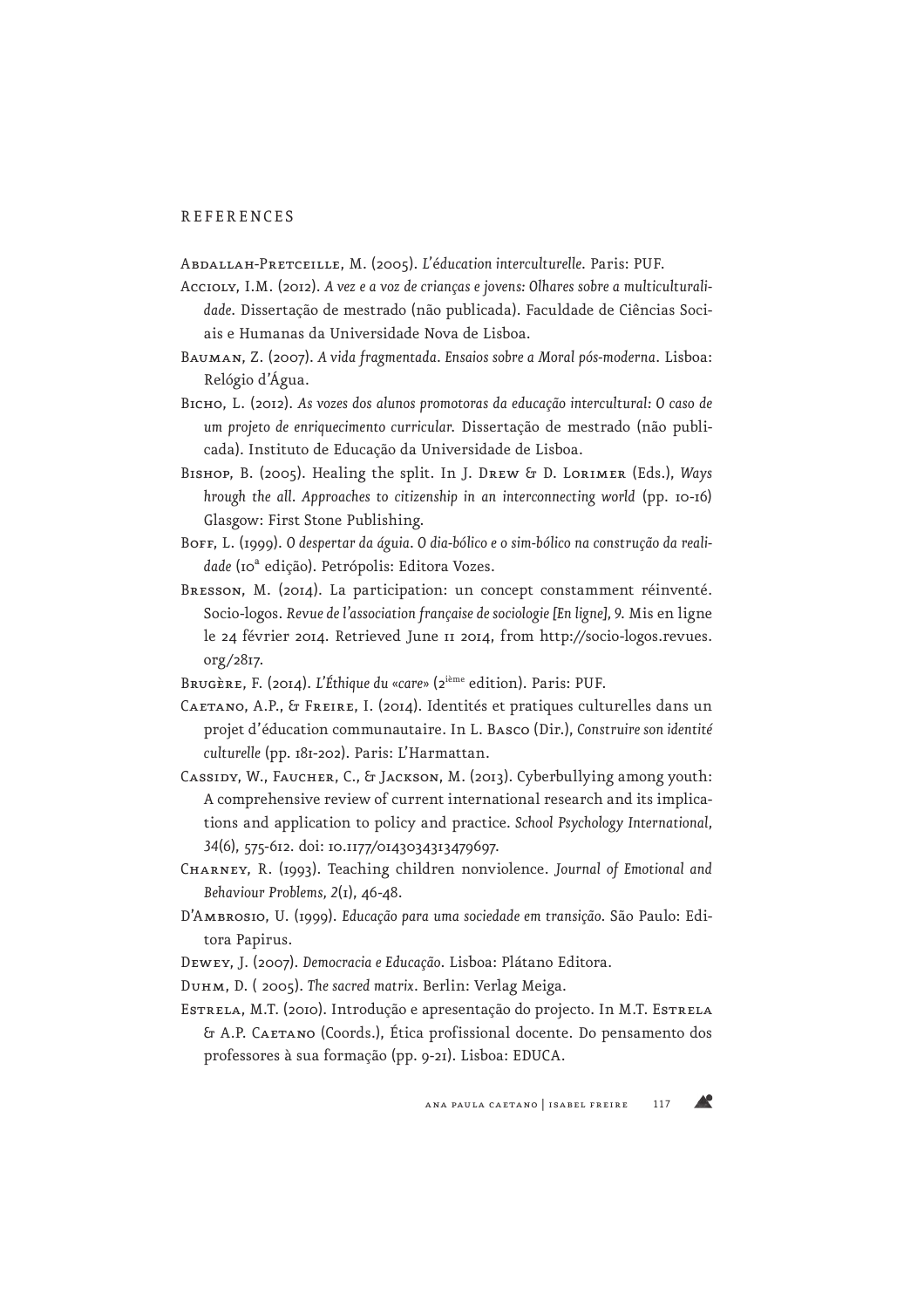## REFERENCES

Abdallah-Pretceille, M. (2005). *L'éducation interculturelle.* Paris: PUF.

Accioly, I.M. (2012). *A vez e a voz de crianças e jovens: Olhares sobre a multiculturalidade.* Dissertação de mestrado (não publicada). Faculdade de Ciências Sociais e Humanas da Universidade Nova de Lisboa.

Bauman, Z. (2007). *A vida fragmentada. Ensaios sobre a Moral pós-moderna.* Lisboa: Relógio d'Água.

Bicho, L. (2012). *As vozes dos alunos promotoras da educação intercultural: O caso de um projeto de enriquecimento curricular.* Dissertação de mestrado (não publicada). Instituto de Educação da Universidade de Lisboa.

Bishop, B. (2005). Healing the split. In J. Drew & D. Lorimer (Eds.), *Ways hrough the all. Approaches to citizenship in an interconnecting world* (pp. 10-16) Glasgow: First Stone Publishing.

Boff, L. (1999). *O despertar da águia. O dia-bólico e o sim-bólico na construção da realidade* (10ª edição). Petrópolis: Editora Vozes.

Bresson, M. (2014). La participation: un concept constamment réinventé. Socio-logos. *Revue de l'association française de sociologie [En ligne], 9.* Mis en ligne le 24 février 2014. Retrieved June 11 2014, from http://socio-logos.revues.org/2817.

Brugère, F. (2014). *L'Éthique du «care»* (2ième edition). Paris: PUF.

Caetano, A.P., & Freire, I. (2014). Identités et pratiques culturelles dans un projet d'éducation communautaire. In L. Basco (Dir.), *Construire son identité culturelle* (pp. 181-202). Paris: L'Harmattan.

Cassidy, W., Faucher, C., & Jackson, M. (2013). Cyberbullying among youth: A comprehensive review of current international research and its implications and application to policy and practice. *School Psychology International, 34*(6), 575-612. doi: 10.1177/0143034313479697.

Charney, R. (1993). Teaching children nonviolence. *Journal of Emotional and Behaviour Problems, 2*(1), 46-48.

D'Ambrosio, U. (1999). *Educação para uma sociedade em transição.* São Paulo: Editora Papirus.

Dewey, J. (2007). *Democracia e Educação.* Lisboa: Plátano Editora.

Duhm, D. ( 2005). *The sacred matrix.* Berlin: Verlag Meiga.

Estrela, M.T. (2010). Introdução e apresentação do projecto. In M.T. Estrela & A.P. Caetano (Coords.), Ética profissional docente. Do pensamento dos professores à sua formação (pp. 9-21). Lisboa: EDUCA.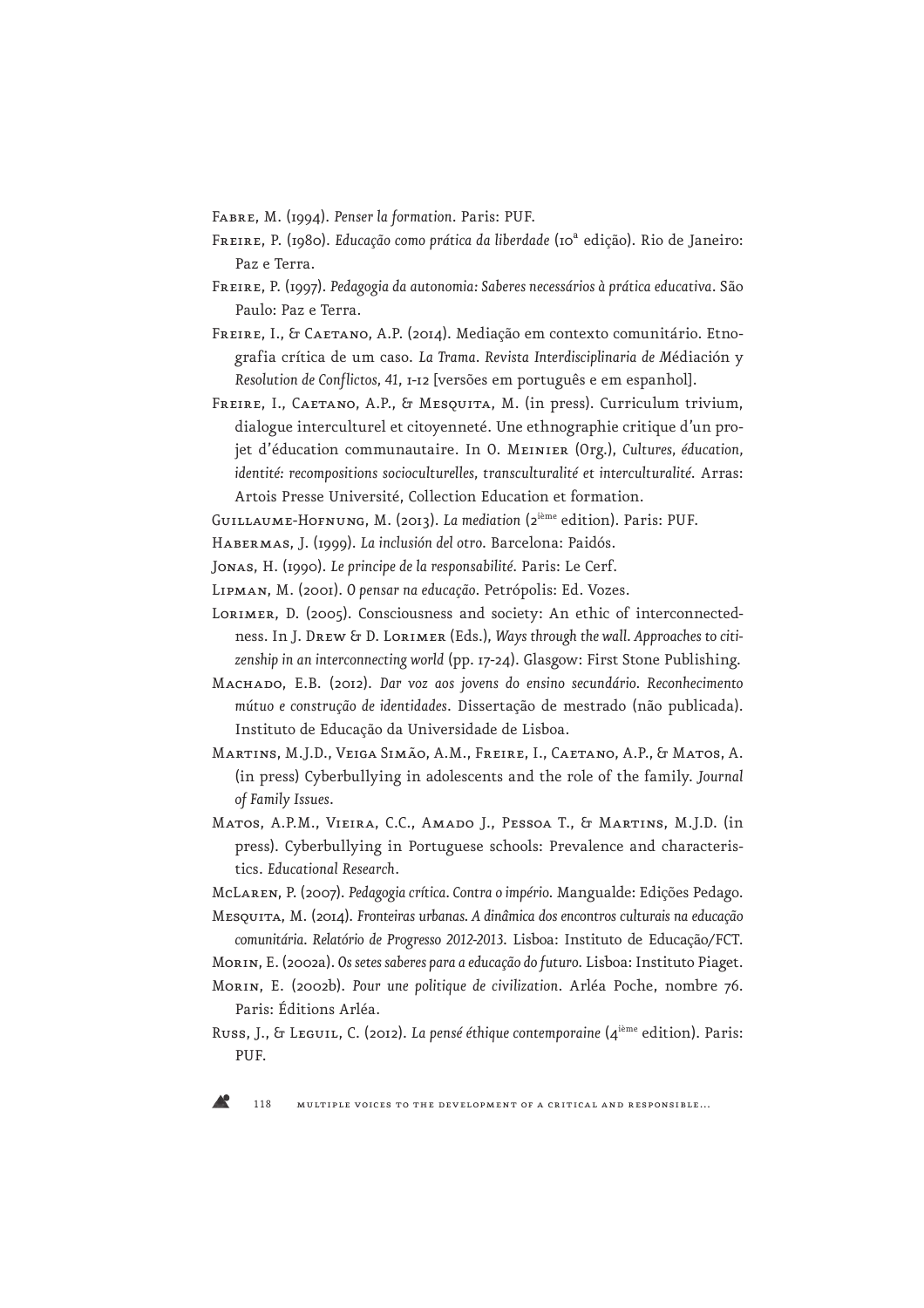Fabre, M. (1994). *Penser la formation*. Paris: PUF.

Freire, P. (1980). *Educação como prática da liberdade* (10ª edição). Rio de Janeiro: Paz e Terra.

Freire, P. (1997). *Pedagogia da autonomia: Saberes necessários à prática educativa*. São Paulo: Paz e Terra.

Freire, I., & Caetano, A.P. (2014). Mediação em contexto comunitário. Etnografia crítica de um caso. *La Trama. Revista Interdisciplinaria de Médiación y Resolution de Conflictos*, *41*, 1-12 [versões em português e em espanhol].

Freire, I., Caetano, A.P., & Mesquita, M. (in press). Curriculum trivium, dialogue interculturel et citoyenneté. Une ethnographie critique d'un projet d'éducation communautaire. In O. Meinier (Org.), *Cultures, éducation, identité: recompositions socioculturelles, transculturalité et interculturalité*. Arras: Artois Presse Université, Collection Education et formation.

Guillaume-Hofnung, M. (2013). *La mediation* (2ième edition). Paris: PUF.

Habermas, J. (1999). *La inclusión del otro*. Barcelona: Paidós.

Jonas, H. (1990). *Le principe de la responsabilité*. Paris: Le Cerf.

Lipman, M. (2001). *O pensar na educação*. Petrópolis: Ed. Vozes.

Lorimer, D. (2005). Consciousness and society: An ethic of interconnectedness. In J. Drew & D. Lorimer (Eds.), *Ways through the wall. Approaches to citizenship in an interconnecting world* (pp. 17-24). Glasgow: First Stone Publishing.

Machado, E.B. (2012). *Dar voz aos jovens do ensino secundário. Reconhecimento mútuo e construção de identidades*. Dissertação de mestrado (não publicada). Instituto de Educação da Universidade de Lisboa.

Martins, M.J.D., Veiga Simão, A.M., Freire, I., Caetano, A.P., & Matos, A. (in press) Cyberbullying in adolescents and the role of the family. *Journal of Family Issues*.

Matos, A.P.M., Vieira, C.C., Amado J., Pessoa T., & Martins, M.J.D. (in press). Cyberbullying in Portuguese schools: Prevalence and characteristics. *Educational Research*.

McLaren, P. (2007). *Pedagogia crítica. Contra o império*. Mangualde: Edições Pedago.

Mesquita, M. (2014). *Fronteiras urbanas. A dinâmica dos encontros culturais na educação comunitária. Relatório de Progresso 2012-2013*. Lisboa: Instituto de Educação/FCT.

Morin, E. (2002a). *Os setes saberes para a educação do futuro*. Lisboa: Instituto Piaget.

Morin, E. (2002b). *Pour une politique de civilization*. Arléa Poche, nombre 76. Paris: Éditions Arléa.

Russ, J., & Leguil, C. (2012). *La pensé éthique contemporaine* (4ième edition). Paris: PUF.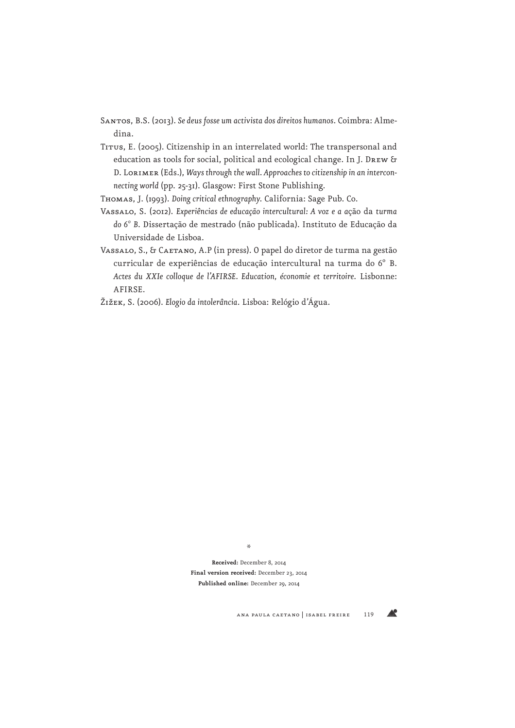Santos, B.S. (2013). *Se deus fosse um activista dos direitos humanos*. Coimbra: Almedina.

Titus, E. (2005). Citizenship in an interrelated world: The transpersonal and education as tools for social, political and ecological change. In J. Drew & D. Lorimer (Eds.), *Ways through the wall. Approaches to citizenship in an interconnecting world* (pp. 25-31). Glasgow: First Stone Publishing.

Thomas, J. (1993). *Doing critical ethnography*. California: Sage Pub. Co.

Vassalo, S. (2012). *Experiências de educação intercultural: A voz e a ação da turma do 6º B*. Dissertação de mestrado (não publicada). Instituto de Educação da Universidade de Lisboa.

Vassalo, S., & Caetano, A.P (in press). O papel do diretor de turma na gestão curricular de experiências de educação intercultural na turma do 6º B. *Actes du XXIe colloque de l'AFIRSE. Education, économie et territoire*. Lisbonne: AFIRSE.

Žižek, S. (2006). *Elogio da intolerância*. Lisboa: Relógio d'Água.

*

**Received:** December 8, 2014
**Final version received:** December 23, 2014
**Published online:** December 29, 2014